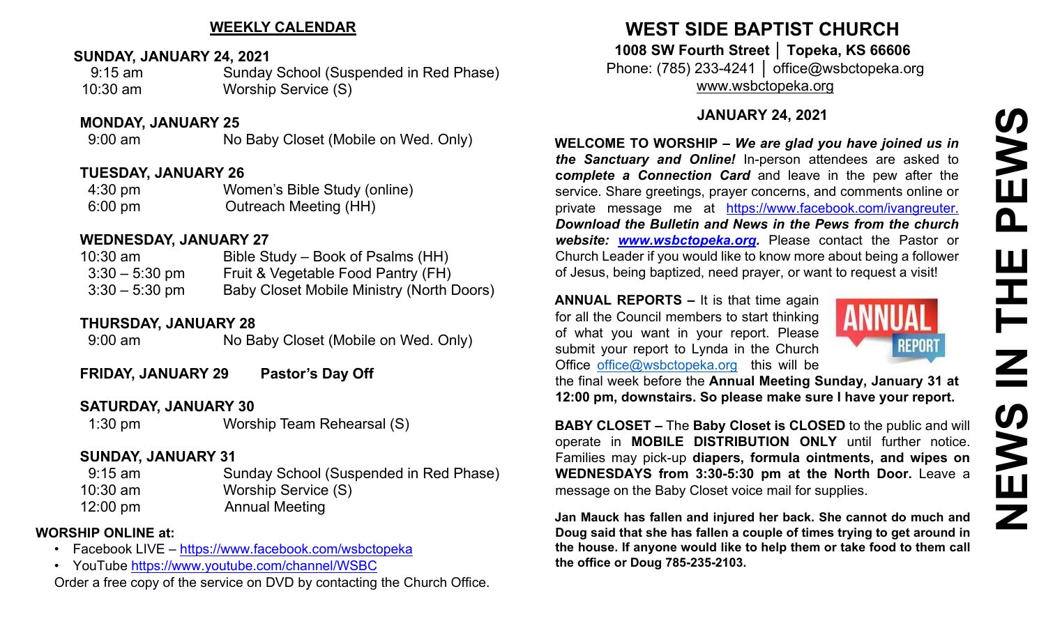## WEEKLY CALENDAR

**SUNDAY, JANUARY 24, 2021**

| | |
|---|---|
| 9:15 am | Sunday School (Suspended in Red Phase) |
| 10:30 am | Worship Service (S) |

**MONDAY, JANUARY 25**

| | |
|---|---|
| 9:00 am | No Baby Closet (Mobile on Wed. Only) |

**TUESDAY, JANUARY 26**

| | |
|---|---|
| 4:30 pm | Women's Bible Study (online) |
| 6:00 pm | Outreach Meeting (HH) |

**WEDNESDAY, JANUARY 27**

| | |
|---|---|
| 10:30 am | Bible Study – Book of Psalms (HH) |
| 3:30 – 5:30 pm | Fruit & Vegetable Food Pantry (FH) |
| 3:30 – 5:30 pm | Baby Closet Mobile Ministry (North Doors) |

**THURSDAY, JANUARY 28**

| | |
|---|---|
| 9:00 am | No Baby Closet (Mobile on Wed. Only) |

**FRIDAY, JANUARY 29** **Pastor's Day Off**

**SATURDAY, JANUARY 30**

| | |
|---|---|
| 1:30 pm | Worship Team Rehearsal (S) |

**SUNDAY, JANUARY 31**

| | |
|---|---|
| 9:15 am | Sunday School (Suspended in Red Phase) |
| 10:30 am | Worship Service (S) |
| 12:00 pm | Annual Meeting |

**WORSHIP ONLINE at:**

- Facebook LIVE – https://www.facebook.com/wsbctopeka
- YouTube https://www.youtube.com/channel/WSBC

Order a free copy of the service on DVD by contacting the Church Office.

# WEST SIDE BAPTIST CHURCH

**1008 SW Fourth Street │ Topeka, KS 66606**
Phone: (785) 233-4241 │ office@wsbctopeka.org
www.wsbctopeka.org

**JANUARY 24, 2021**

**WELCOME TO WORSHIP –** ***We are glad you have joined us in the Sanctuary and Online!*** In-person attendees are asked to **c*omplete a Connection Card*** and leave in the pew after the service. Share greetings, prayer concerns, and comments online or private message me at https://www.facebook.com/ivangreuter. ***Download the Bulletin and News in the Pews from the church website: www.wsbctopeka.org.*** Please contact the Pastor or Church Leader if you would like to know more about being a follower of Jesus, being baptized, need prayer, or want to request a visit!

**ANNUAL REPORTS –** It is that time again for all the Council members to start thinking of what you want in your report. Please submit your report to Lynda in the Church Office office@wsbctopeka.org this will be the final week before the **Annual Meeting Sunday, January 31 at 12:00 pm, downstairs. So please make sure I have your report.**

**BABY CLOSET –** The **Baby Closet is CLOSED** to the public and will operate in **MOBILE DISTRIBUTION ONLY** until further notice. Families may pick-up **diapers, formula ointments, and wipes on WEDNESDAYS from 3:30-5:30 pm at the North Door.** Leave a message on the Baby Closet voice mail for supplies.

**Jan Mauck has fallen and injured her back. She cannot do much and Doug said that she has fallen a couple of times trying to get around in the house. If anyone would like to help them or take food to them call the office or Doug 785-235-2103.**

# NEWS IN THE PEWS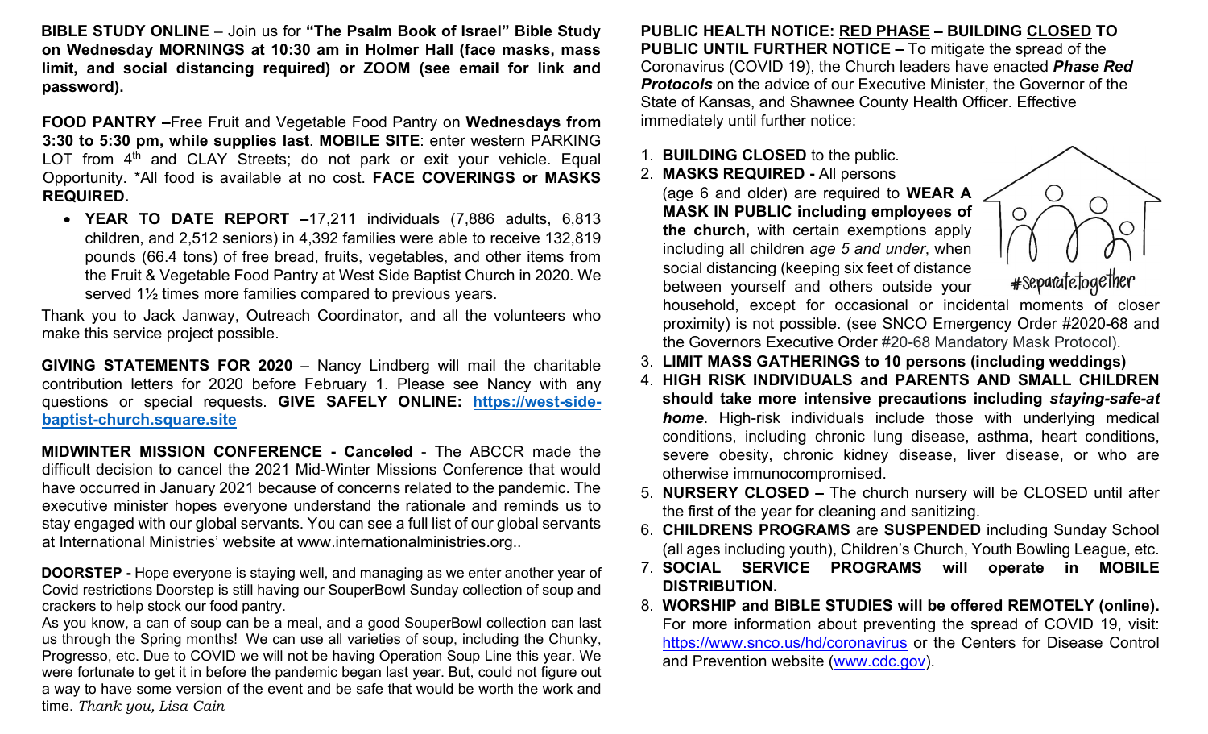**BIBLE STUDY ONLINE** – Join us for **"The Psalm Book of Israel" Bible Study on Wednesday MORNINGS at 10:30 am in Holmer Hall (face masks, mass limit, and social distancing required) or ZOOM (see email for link and password).**

**FOOD PANTRY –**Free Fruit and Vegetable Food Pantry on **Wednesdays from 3:30 to 5:30 pm, while supplies last**. **MOBILE SITE**: enter western PARKING LOT from 4th and CLAY Streets; do not park or exit your vehicle. Equal Opportunity. *All food is available at no cost. **FACE COVERINGS or MASKS REQUIRED.**

- **YEAR TO DATE REPORT –**17,211 individuals (7,886 adults, 6,813 children, and 2,512 seniors) in 4,392 families were able to receive 132,819 pounds (66.4 tons) of free bread, fruits, vegetables, and other items from the Fruit & Vegetable Food Pantry at West Side Baptist Church in 2020. We served 1½ times more families compared to previous years.

Thank you to Jack Janway, Outreach Coordinator, and all the volunteers who make this service project possible.

**GIVING STATEMENTS FOR 2020** – Nancy Lindberg will mail the charitable contribution letters for 2020 before February 1. Please see Nancy with any questions or special requests. **GIVE SAFELY ONLINE: https://west-side-baptist-church.square.site**

**MIDWINTER MISSION CONFERENCE - Canceled** - The ABCCR made the difficult decision to cancel the 2021 Mid-Winter Missions Conference that would have occurred in January 2021 because of concerns related to the pandemic. The executive minister hopes everyone understand the rationale and reminds us to stay engaged with our global servants. You can see a full list of our global servants at International Ministries' website at www.internationalministries.org..

**DOORSTEP -** Hope everyone is staying well, and managing as we enter another year of Covid restrictions Doorstep is still having our SouperBowl Sunday collection of soup and crackers to help stock our food pantry.

As you know, a can of soup can be a meal, and a good SouperBowl collection can last us through the Spring months! We can use all varieties of soup, including the Chunky, Progresso, etc. Due to COVID we will not be having Operation Soup Line this year. We were fortunate to get it in before the pandemic began last year. But, could not figure out a way to have some version of the event and be safe that would be worth the work and time. *Thank you, Lisa Cain*

**PUBLIC HEALTH NOTICE: RED PHASE – BUILDING CLOSED TO PUBLIC UNTIL FURTHER NOTICE –** To mitigate the spread of the Coronavirus (COVID 19), the Church leaders have enacted ***Phase Red Protocols*** on the advice of our Executive Minister, the Governor of the State of Kansas, and Shawnee County Health Officer. Effective immediately until further notice:

1. **BUILDING CLOSED** to the public.
2. **MASKS REQUIRED -** All persons (age 6 and older) are required to **WEAR A MASK IN PUBLIC including employees of the church,** with certain exemptions apply including all children *age 5 and under*, when social distancing (keeping six feet of distance between yourself and others outside your household, except for occasional or incidental moments of closer proximity) is not possible. (see SNCO Emergency Order #2020-68 and the Governors Executive Order #20-68 Mandatory Mask Protocol).
3. **LIMIT MASS GATHERINGS to 10 persons (including weddings)**
4. **HIGH RISK INDIVIDUALS and PARENTS AND SMALL CHILDREN should take more intensive precautions including *staying-safe-at home***. High-risk individuals include those with underlying medical conditions, including chronic lung disease, asthma, heart conditions, severe obesity, chronic kidney disease, liver disease, or who are otherwise immunocompromised.
5. **NURSERY CLOSED –** The church nursery will be CLOSED until after the first of the year for cleaning and sanitizing.
6. **CHILDRENS PROGRAMS** are **SUSPENDED** including Sunday School (all ages including youth), Children's Church, Youth Bowling League, etc.
7. **SOCIAL SERVICE PROGRAMS will operate in MOBILE DISTRIBUTION.**
8. **WORSHIP and BIBLE STUDIES will be offered REMOTELY (online).** For more information about preventing the spread of COVID 19, visit: https://www.snco.us/hd/coronavirus or the Centers for Disease Control and Prevention website (www.cdc.gov).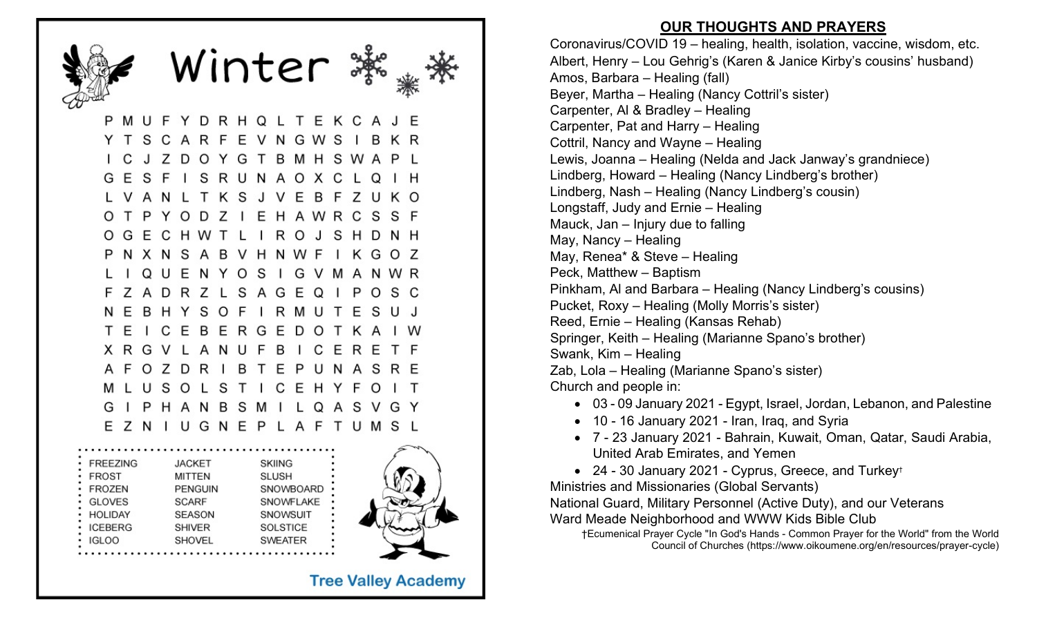# Winter

P M U F Y D R H Q L T E K C A J E
Y T S C A R F E V N G W S I B K R
I C J Z D O Y G T B M H S W A P L
G E S F I S R U N A O X C L Q I H
L V A N L T K S J V E B F Z U K O
O T P Y O D Z I E H A W R C S S F
O G E C H W T L I R O J S H D N H
P N X N S A B V H N W F I K G O Z
L I Q U E N Y O S I G V M A N W R
F Z A D R Z L S A G E Q I P O S C
N E B H Y S O F I R M U T E S U J
T E I C E B E R G E D O T K A I W
X R G V L A N U F B I C E R E T F
A F O Z D R I B T E P U N A S R E
M L U S O L S T I C E H Y F O I T
G I P H A N B S M I L Q A S V G Y
E Z N I U G N E P L A F T U M S L

| | | |
|---|---|---|
| FREEZING | JACKET | SKIING |
| FROST | MITTEN | SLUSH |
| FROZEN | PENGUIN | SNOWBOARD |
| GLOVES | SCARF | SNOWFLAKE |
| HOLIDAY | SEASON | SNOWSUIT |
| ICEBERG | SHIVER | SOLSTICE |
| IGLOO | SHOVEL | SWEATER |

Tree Valley Academy

## OUR THOUGHTS AND PRAYERS

Coronavirus/COVID 19 – healing, health, isolation, vaccine, wisdom, etc.
Albert, Henry – Lou Gehrig's (Karen & Janice Kirby's cousins' husband)
Amos, Barbara – Healing (fall)
Beyer, Martha – Healing (Nancy Cottril's sister)
Carpenter, Al & Bradley – Healing
Carpenter, Pat and Harry – Healing
Cottril, Nancy and Wayne – Healing
Lewis, Joanna – Healing (Nelda and Jack Janway's grandniece)
Lindberg, Howard – Healing (Nancy Lindberg's brother)
Lindberg, Nash – Healing (Nancy Lindberg's cousin)
Longstaff, Judy and Ernie – Healing
Mauck, Jan – Injury due to falling
May, Nancy – Healing
May, Renea* & Steve – Healing
Peck, Matthew – Baptism
Pinkham, Al and Barbara – Healing (Nancy Lindberg's cousins)
Pucket, Roxy – Healing (Molly Morris's sister)
Reed, Ernie – Healing (Kansas Rehab)
Springer, Keith – Healing (Marianne Spano's brother)
Swank, Kim – Healing
Zab, Lola – Healing (Marianne Spano's sister)
Church and people in:

- 03 - 09 January 2021 - Egypt, Israel, Jordan, Lebanon, and Palestine
- 10 - 16 January 2021 - Iran, Iraq, and Syria
- 7 - 23 January 2021 - Bahrain, Kuwait, Oman, Qatar, Saudi Arabia, United Arab Emirates, and Yemen
- 24 - 30 January 2021 - Cyprus, Greece, and Turkey†

Ministries and Missionaries (Global Servants)
National Guard, Military Personnel (Active Duty), and our Veterans
Ward Meade Neighborhood and WWW Kids Bible Club

†Ecumenical Prayer Cycle "In God's Hands - Common Prayer for the World" from the World Council of Churches (https://www.oikoumene.org/en/resources/prayer-cycle)